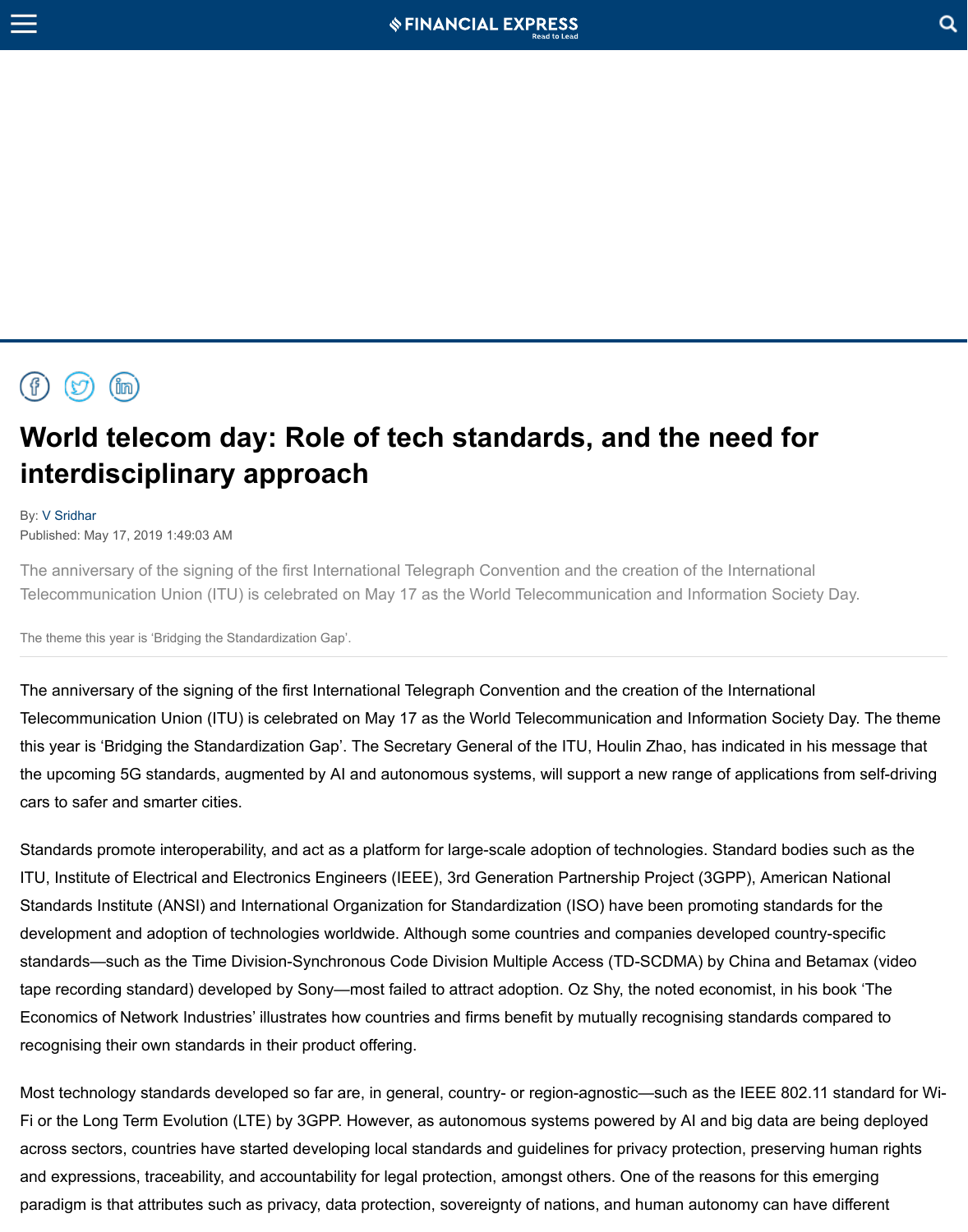# World telecom day: Role of tech standards, and the need for interdisciplinary approach

By: V Sridhar
Published: May 17, 2019 1:49:03 AM

The anniversary of the signing of the first International Telegraph Convention and the creation of the International Telecommunication Union (ITU) is celebrated on May 17 as the World Telecommunication and Information Society Day.

The theme this year is 'Bridging the Standardization Gap'.

The anniversary of the signing of the first International Telegraph Convention and the creation of the International Telecommunication Union (ITU) is celebrated on May 17 as the World Telecommunication and Information Society Day. The theme this year is 'Bridging the Standardization Gap'. The Secretary General of the ITU, Houlin Zhao, has indicated in his message that the upcoming 5G standards, augmented by AI and autonomous systems, will support a new range of applications from self-driving cars to safer and smarter cities.

Standards promote interoperability, and act as a platform for large-scale adoption of technologies. Standard bodies such as the ITU, Institute of Electrical and Electronics Engineers (IEEE), 3rd Generation Partnership Project (3GPP), American National Standards Institute (ANSI) and International Organization for Standardization (ISO) have been promoting standards for the development and adoption of technologies worldwide. Although some countries and companies developed country-specific standards—such as the Time Division-Synchronous Code Division Multiple Access (TD-SCDMA) by China and Betamax (video tape recording standard) developed by Sony—most failed to attract adoption. Oz Shy, the noted economist, in his book 'The Economics of Network Industries' illustrates how countries and firms benefit by mutually recognising standards compared to recognising their own standards in their product offering.

Most technology standards developed so far are, in general, country- or region-agnostic—such as the IEEE 802.11 standard for Wi-Fi or the Long Term Evolution (LTE) by 3GPP. However, as autonomous systems powered by AI and big data are being deployed across sectors, countries have started developing local standards and guidelines for privacy protection, preserving human rights and expressions, traceability, and accountability for legal protection, amongst others. One of the reasons for this emerging paradigm is that attributes such as privacy, data protection, sovereignty of nations, and human autonomy can have different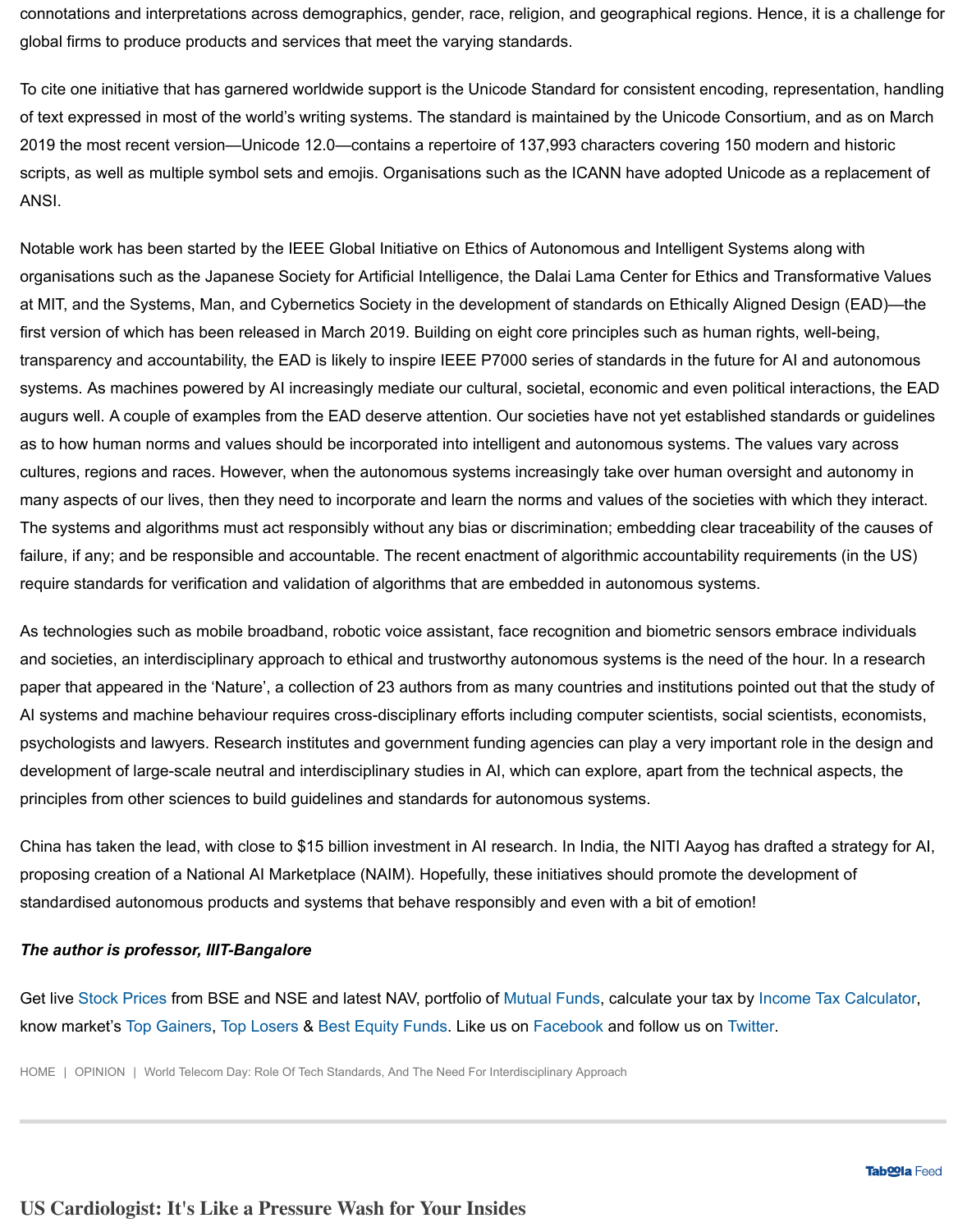connotations and interpretations across demographics, gender, race, religion, and geographical regions. Hence, it is a challenge for global firms to produce products and services that meet the varying standards.

To cite one initiative that has garnered worldwide support is the Unicode Standard for consistent encoding, representation, handling of text expressed in most of the world's writing systems. The standard is maintained by the Unicode Consortium, and as on March 2019 the most recent version—Unicode 12.0—contains a repertoire of 137,993 characters covering 150 modern and historic scripts, as well as multiple symbol sets and emojis. Organisations such as the ICANN have adopted Unicode as a replacement of ANSI.

Notable work has been started by the IEEE Global Initiative on Ethics of Autonomous and Intelligent Systems along with organisations such as the Japanese Society for Artificial Intelligence, the Dalai Lama Center for Ethics and Transformative Values at MIT, and the Systems, Man, and Cybernetics Society in the development of standards on Ethically Aligned Design (EAD)—the first version of which has been released in March 2019. Building on eight core principles such as human rights, well-being, transparency and accountability, the EAD is likely to inspire IEEE P7000 series of standards in the future for AI and autonomous systems. As machines powered by AI increasingly mediate our cultural, societal, economic and even political interactions, the EAD augurs well. A couple of examples from the EAD deserve attention. Our societies have not yet established standards or guidelines as to how human norms and values should be incorporated into intelligent and autonomous systems. The values vary across cultures, regions and races. However, when the autonomous systems increasingly take over human oversight and autonomy in many aspects of our lives, then they need to incorporate and learn the norms and values of the societies with which they interact. The systems and algorithms must act responsibly without any bias or discrimination; embedding clear traceability of the causes of failure, if any; and be responsible and accountable. The recent enactment of algorithmic accountability requirements (in the US) require standards for verification and validation of algorithms that are embedded in autonomous systems.

As technologies such as mobile broadband, robotic voice assistant, face recognition and biometric sensors embrace individuals and societies, an interdisciplinary approach to ethical and trustworthy autonomous systems is the need of the hour. In a research paper that appeared in the 'Nature', a collection of 23 authors from as many countries and institutions pointed out that the study of AI systems and machine behaviour requires cross-disciplinary efforts including computer scientists, social scientists, economists, psychologists and lawyers. Research institutes and government funding agencies can play a very important role in the design and development of large-scale neutral and interdisciplinary studies in AI, which can explore, apart from the technical aspects, the principles from other sciences to build guidelines and standards for autonomous systems.

China has taken the lead, with close to $15 billion investment in AI research. In India, the NITI Aayog has drafted a strategy for AI, proposing creation of a National AI Marketplace (NAIM). Hopefully, these initiatives should promote the development of standardised autonomous products and systems that behave responsibly and even with a bit of emotion!

***The author is professor, IIIT-Bangalore***

Get live Stock Prices from BSE and NSE and latest NAV, portfolio of Mutual Funds, calculate your tax by Income Tax Calculator, know market's Top Gainers, Top Losers & Best Equity Funds. Like us on Facebook and follow us on Twitter.

HOME | OPINION | World Telecom Day: Role Of Tech Standards, And The Need For Interdisciplinary Approach

Taboola Feed

## US Cardiologist: It's Like a Pressure Wash for Your Insides